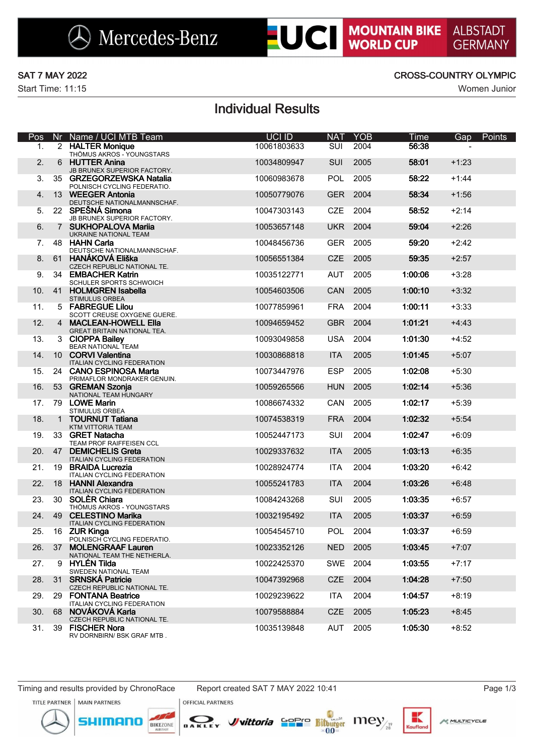Mercedes-Benz | UCI MOUNTAIN BIKE WORLD CUP | ALBSTADT GERMANY

SAT 7 MAY 2022

Start Time: 11:15

CROSS-COUNTRY OLYMPIC

Women Junior

# Individual Results

| Pos | Nr | Name / UCI MTB Team | UCI ID | NAT | YOB | Time | Gap | Points |
|---|---|---|---|---|---|---|---|---|
| 1. | 2 | **HALTER Monique**<br>THÖMUS AKROS - YOUNGSTARS | 10061803633 | SUI | 2004 | **56:38** | - | |
| 2. | 6 | **HUTTER Anina**<br>JB BRUNEX SUPERIOR FACTORY. | 10034809947 | SUI | 2005 | **58:01** | +1:23 | |
| 3. | 35 | **GRZEGORZEWSKA Natalia**<br>POLNISCH CYCLING FEDERATIO. | 10060983678 | POL | 2005 | **58:22** | +1:44 | |
| 4. | 13 | **WEEGER Antonia**<br>DEUTSCHE NATIONALMANNSCHAF. | 10050779076 | GER | 2004 | **58:34** | +1:56 | |
| 5. | 22 | **SPEŠNÁ Simona**<br>JB BRUNEX SUPERIOR FACTORY. | 10047303143 | CZE | 2004 | **58:52** | +2:14 | |
| 6. | 7 | **SUKHOPALOVA Mariia**<br>UKRAINE NATIONAL TEAM | 10053657148 | UKR | 2004 | **59:04** | +2:26 | |
| 7. | 48 | **HAHN Carla**<br>DEUTSCHE NATIONALMANNSCHAF. | 10048456736 | GER | 2005 | **59:20** | +2:42 | |
| 8. | 61 | **HANÁKOVÁ Eliška**<br>CZECH REPUBLIC NATIONAL TE. | 10056551384 | CZE | 2005 | **59:35** | +2:57 | |
| 9. | 34 | **EMBACHER Katrin**<br>SCHULER SPORTS SCHWOICH | 10035122771 | AUT | 2005 | **1:00:06** | +3:28 | |
| 10. | 41 | **HOLMGREN Isabella**<br>STIMULUS ORBEA | 10054603506 | CAN | 2005 | **1:00:10** | +3:32 | |
| 11. | 5 | **FABREGUE Lilou**<br>SCOTT CREUSE OXYGENE GUERE. | 10077859961 | FRA | 2004 | **1:00:11** | +3:33 | |
| 12. | 4 | **MACLEAN-HOWELL Ella**<br>GREAT BRITAIN NATIONAL TEA. | 10094659452 | GBR | 2004 | **1:01:21** | +4:43 | |
| 13. | 3 | **CIOPPA Bailey**<br>BEAR NATIONAL TEAM | 10093049858 | USA | 2004 | **1:01:30** | +4:52 | |
| 14. | 10 | **CORVI Valentina**<br>ITALIAN CYCLING FEDERATION | 10030868818 | ITA | 2005 | **1:01:45** | +5:07 | |
| 15. | 24 | **CANO ESPINOSA Marta**<br>PRIMAFLOR MONDRAKER GENUIN. | 10073447976 | ESP | 2005 | **1:02:08** | +5:30 | |
| 16. | 53 | **GREMAN Szonja**<br>NATIONAL TEAM HUNGARY | 10059265566 | HUN | 2005 | **1:02:14** | +5:36 | |
| 17. | 79 | **LOWE Marin**<br>STIMULUS ORBEA | 10086674332 | CAN | 2005 | **1:02:17** | +5:39 | |
| 18. | 1 | **TOURNUT Tatiana**<br>KTM VITTORIA TEAM | 10074538319 | FRA | 2004 | **1:02:32** | +5:54 | |
| 19. | 33 | **GRET Natacha**<br>TEAM PROF RAIFFEISEN CCL | 10052447173 | SUI | 2004 | **1:02:47** | +6:09 | |
| 20. | 47 | **DEMICHELIS Greta**<br>ITALIAN CYCLING FEDERATION | 10029337632 | ITA | 2005 | **1:03:13** | +6:35 | |
| 21. | 19 | **BRAIDA Lucrezia**<br>ITALIAN CYCLING FEDERATION | 10028924774 | ITA | 2004 | **1:03:20** | +6:42 | |
| 22. | 18 | **HANNI Alexandra**<br>ITALIAN CYCLING FEDERATION | 10055241783 | ITA | 2004 | **1:03:26** | +6:48 | |
| 23. | 30 | **SOLÈR Chiara**<br>THÖMUS AKROS - YOUNGSTARS | 10084243268 | SUI | 2005 | **1:03:35** | +6:57 | |
| 24. | 49 | **CELESTINO Marika**<br>ITALIAN CYCLING FEDERATION | 10032195492 | ITA | 2005 | **1:03:37** | +6:59 | |
| 25. | 16 | **ZUR Kinga**<br>POLNISCH CYCLING FEDERATIO. | 10054545710 | POL | 2004 | **1:03:37** | +6:59 | |
| 26. | 37 | **MOLENGRAAF Lauren**<br>NATIONAL TEAM THE NETHERLA. | 10023352126 | NED | 2005 | **1:03:45** | +7:07 | |
| 27. | 9 | **HYLÉN Tilda**<br>SWEDEN NATIONAL TEAM | 10022425370 | SWE | 2004 | **1:03:55** | +7:17 | |
| 28. | 31 | **SRNSKÁ Patricie**<br>CZECH REPUBLIC NATIONAL TE. | 10047392968 | CZE | 2004 | **1:04:28** | +7:50 | |
| 29. | 29 | **FONTANA Beatrice**<br>ITALIAN CYCLING FEDERATION | 10029239622 | ITA | 2004 | **1:04:57** | +8:19 | |
| 30. | 68 | **NOVÁKOVÁ Karla**<br>CZECH REPUBLIC NATIONAL TE. | 10079588884 | CZE | 2005 | **1:05:23** | +8:45 | |
| 31. | 39 | **FISCHER Nora**<br>RV DORNBIRN/ BSK GRAF MTB . | 10035139848 | AUT | 2005 | **1:05:30** | +8:52 | |

Timing and results provided by ChronoRace    Report created SAT 7 MAY 2022 10:41

TITLE PARTNER | MAIN PARTNERS | OFFICIAL PARTNERS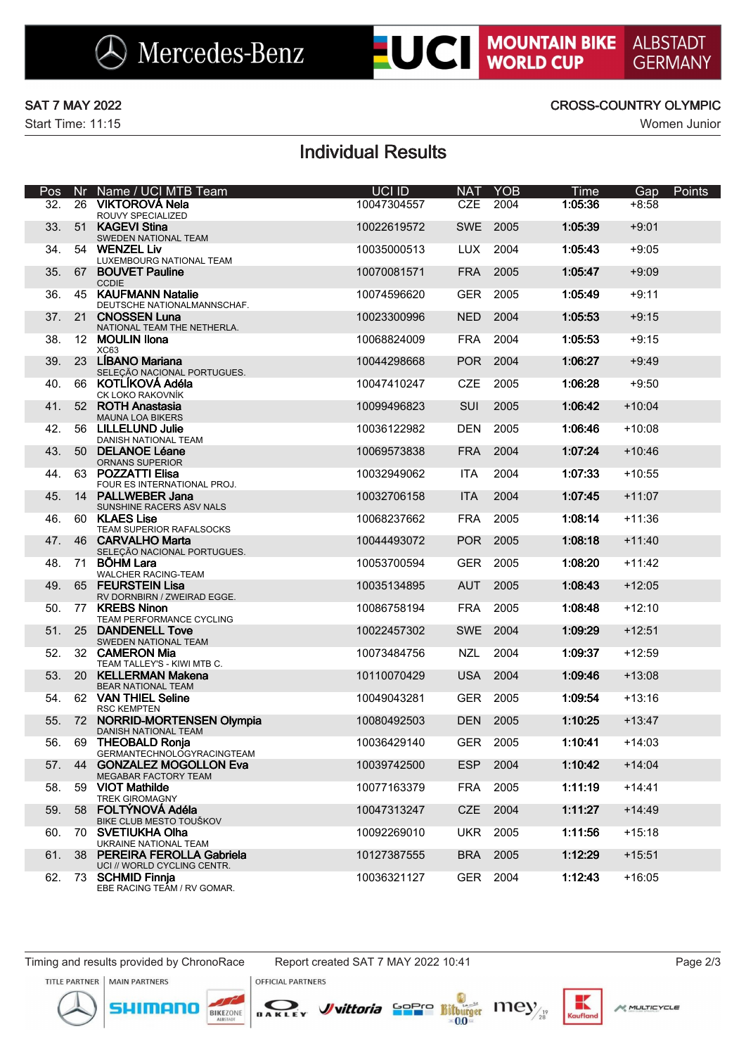Mercedes-Benz | UCI MOUNTAIN BIKE WORLD CUP | ALBSTADT GERMANY

SAT 7 MAY 2022

Start Time: 11:15

CROSS-COUNTRY OLYMPIC

Women Junior

## Individual Results

| Pos | Nr | Name / UCI MTB Team | UCI ID | NAT | YOB | Time | Gap | Points |
|---|---|---|---|---|---|---|---|---|
| 32. | 26 | **VIKTOROVÁ Nela**<br>ROUVY SPECIALIZED | 10047304557 | CZE | 2004 | **1:05:36** | +8:58 | |
| 33. | 51 | **KAGEVI Stina**<br>SWEDEN NATIONAL TEAM | 10022619572 | SWE | 2005 | **1:05:39** | +9:01 | |
| 34. | 54 | **WENZEL Liv**<br>LUXEMBOURG NATIONAL TEAM | 10035000513 | LUX | 2004 | **1:05:43** | +9:05 | |
| 35. | 67 | **BOUVET Pauline**<br>CCDIE | 10070081571 | FRA | 2005 | **1:05:47** | +9:09 | |
| 36. | 45 | **KAUFMANN Natalie**<br>DEUTSCHE NATIONALMANNSCHAF. | 10074596620 | GER | 2005 | **1:05:49** | +9:11 | |
| 37. | 21 | **CNOSSEN Luna**<br>NATIONAL TEAM THE NETHERLA. | 10023300996 | NED | 2004 | **1:05:53** | +9:15 | |
| 38. | 12 | **MOULIN Ilona**<br>XC63 | 10068824009 | FRA | 2004 | **1:05:53** | +9:15 | |
| 39. | 23 | **LÍBANO Mariana**<br>SELEÇÃO NACIONAL PORTUGUES. | 10044298668 | POR | 2004 | **1:06:27** | +9:49 | |
| 40. | 66 | **KOTLÍKOVÁ Adéla**<br>CK LOKO RAKOVNÍK | 10047410247 | CZE | 2005 | **1:06:28** | +9:50 | |
| 41. | 52 | **ROTH Anastasia**<br>MAUNA LOA BIKERS | 10099496823 | SUI | 2005 | **1:06:42** | +10:04 | |
| 42. | 56 | **LILLELUND Julie**<br>DANISH NATIONAL TEAM | 10036122982 | DEN | 2005 | **1:06:46** | +10:08 | |
| 43. | 50 | **DELANOE Léane**<br>ORNANS SUPERIOR | 10069573838 | FRA | 2004 | **1:07:24** | +10:46 | |
| 44. | 63 | **POZZATTI Elisa**<br>FOUR ES INTERNATIONAL PROJ. | 10032949062 | ITA | 2004 | **1:07:33** | +10:55 | |
| 45. | 14 | **PALLWEBER Jana**<br>SUNSHINE RACERS ASV NALS | 10032706158 | ITA | 2004 | **1:07:45** | +11:07 | |
| 46. | 60 | **KLAES Lise**<br>TEAM SUPERIOR RAFALSOCKS | 10068237662 | FRA | 2005 | **1:08:14** | +11:36 | |
| 47. | 46 | **CARVALHO Marta**<br>SELEÇÃO NACIONAL PORTUGUES. | 10044493072 | POR | 2005 | **1:08:18** | +11:40 | |
| 48. | 71 | **BÖHM Lara**<br>WALCHER RACING-TEAM | 10053700594 | GER | 2005 | **1:08:20** | +11:42 | |
| 49. | 65 | **FEURSTEIN Lisa**<br>RV DORNBIRN / ZWEIRAD EGGE. | 10035134895 | AUT | 2005 | **1:08:43** | +12:05 | |
| 50. | 77 | **KREBS Ninon**<br>TEAM PERFORMANCE CYCLING | 10086758194 | FRA | 2005 | **1:08:48** | +12:10 | |
| 51. | 25 | **DANDENELL Tove**<br>SWEDEN NATIONAL TEAM | 10022457302 | SWE | 2004 | **1:09:29** | +12:51 | |
| 52. | 32 | **CAMERON Mia**<br>TEAM TALLEY'S - KIWI MTB C. | 10073484756 | NZL | 2004 | **1:09:37** | +12:59 | |
| 53. | 20 | **KELLERMAN Makena**<br>BEAR NATIONAL TEAM | 10110070429 | USA | 2004 | **1:09:46** | +13:08 | |
| 54. | 62 | **VAN THIEL Seline**<br>RSC KEMPTEN | 10049043281 | GER | 2005 | **1:09:54** | +13:16 | |
| 55. | 72 | **NORRID-MORTENSEN Olympia**<br>DANISH NATIONAL TEAM | 10080492503 | DEN | 2005 | **1:10:25** | +13:47 | |
| 56. | 69 | **THEOBALD Ronja**<br>GERMANTECHNOLOGYRACINGTEAM | 10036429140 | GER | 2005 | **1:10:41** | +14:03 | |
| 57. | 44 | **GONZALEZ MOGOLLON Eva**<br>MEGABAR FACTORY TEAM | 10039742500 | ESP | 2004 | **1:10:42** | +14:04 | |
| 58. | 59 | **VIOT Mathilde**<br>TREK GIROMAGNY | 10077163379 | FRA | 2005 | **1:11:19** | +14:41 | |
| 59. | 58 | **FOLTÝNOVÁ Adéla**<br>BIKE CLUB MESTO TOUŠKOV | 10047313247 | CZE | 2004 | **1:11:27** | +14:49 | |
| 60. | 70 | **SVETIUKHA Olha**<br>UKRAINE NATIONAL TEAM | 10092269010 | UKR | 2005 | **1:11:56** | +15:18 | |
| 61. | 38 | **PEREIRA FEROLLA Gabriela**<br>UCI // WORLD CYCLING CENTR. | 10127387555 | BRA | 2005 | **1:12:29** | +15:51 | |
| 62. | 73 | **SCHMID Finnja**<br>EBE RACING TEAM / RV GOMAR. | 10036321127 | GER | 2004 | **1:12:43** | +16:05 | |

Timing and results provided by ChronoRace    Report created SAT 7 MAY 2022 10:41

TITLE PARTNER | MAIN PARTNERS | OFFICIAL PARTNERS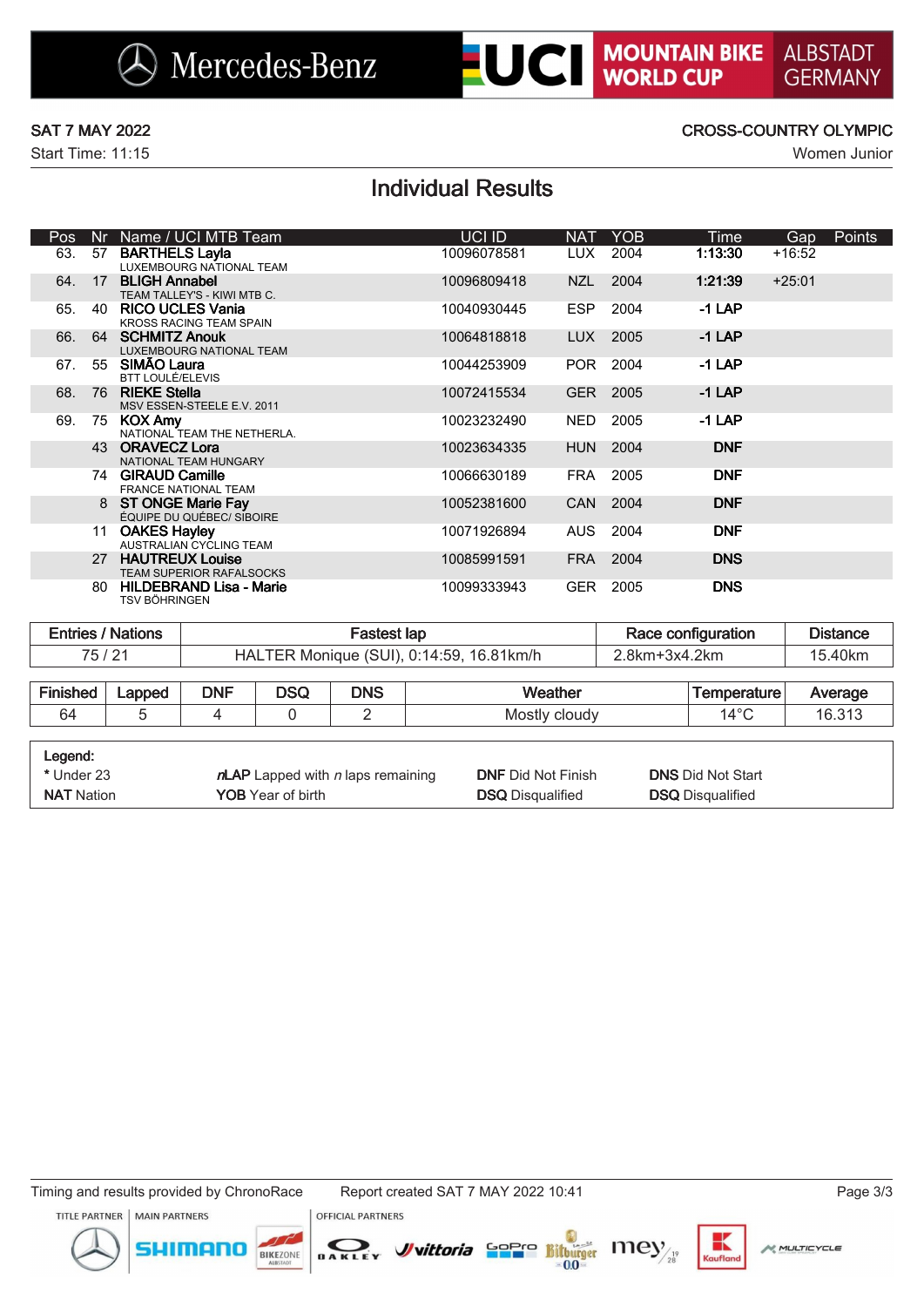Mercedes-Benz | UCI MOUNTAIN BIKE WORLD CUP | ALBSTADT GERMANY

SAT 7 MAY 2022
Start Time: 11:15

CROSS-COUNTRY OLYMPIC
Women Junior

# Individual Results

| Pos | Nr | Name / UCI MTB Team | UCI ID | NAT | YOB | Time | Gap | Points |
|---|---|---|---|---|---|---|---|---|
| 63. | 57 | **BARTHELS Layla** LUXEMBOURG NATIONAL TEAM | 10096078581 | LUX | 2004 | **1:13:30** | +16:52 | |
| 64. | 17 | **BLIGH Annabel** TEAM TALLEY'S - KIWI MTB C. | 10096809418 | NZL | 2004 | **1:21:39** | +25:01 | |
| 65. | 40 | **RICO UCLES Vania** KROSS RACING TEAM SPAIN | 10040930445 | ESP | 2004 | **-1 LAP** | | |
| 66. | 64 | **SCHMITZ Anouk** LUXEMBOURG NATIONAL TEAM | 10064818818 | LUX | 2005 | **-1 LAP** | | |
| 67. | 55 | **SIMÃO Laura** BTT LOULÉ/ELEVIS | 10044253909 | POR | 2004 | **-1 LAP** | | |
| 68. | 76 | **RIEKE Stella** MSV ESSEN-STEELE E.V. 2011 | 10072415534 | GER | 2005 | **-1 LAP** | | |
| 69. | 75 | **KOX Amy** NATIONAL TEAM THE NETHERLA. | 10023232490 | NED | 2005 | **-1 LAP** | | |
| | 43 | **ORAVECZ Lora** NATIONAL TEAM HUNGARY | 10023634335 | HUN | 2004 | **DNF** | | |
| | 74 | **GIRAUD Camille** FRANCE NATIONAL TEAM | 10066630189 | FRA | 2005 | **DNF** | | |
| | 8 | **ST ONGE Marie Fay** ÉQUIPE DU QUÉBEC/ SIBOIRE | 10052381600 | CAN | 2004 | **DNF** | | |
| | 11 | **OAKES Hayley** AUSTRALIAN CYCLING TEAM | 10071926894 | AUS | 2004 | **DNF** | | |
| | 27 | **HAUTREUX Louise** TEAM SUPERIOR RAFALSOCKS | 10085991591 | FRA | 2004 | **DNS** | | |
| | 80 | **HILDEBRAND Lisa - Marie** TSV BÖHRINGEN | 10099333943 | GER | 2005 | **DNS** | | |

| Entries / Nations | Fastest lap | Race configuration | Distance |
|---|---|---|---|
| 75 / 21 | HALTER Monique (SUI), 0:14:59, 16.81km/h | 2.8km+3x4.2km | 15.40km |

| Finished | Lapped | DNF | DSQ | DNS | Weather | Temperature | Average |
|---|---|---|---|---|---|---|---|
| 64 | 5 | 4 | 0 | 2 | Mostly cloudy | 14°C | 16.313 |

**Legend:**
* Under 23 — ***n*LAP** Lapped with *n* laps remaining — **DNF** Did Not Finish — **DNS** Did Not Start
**NAT** Nation — **YOB** Year of birth — **DSQ** Disqualified — **DSQ** Disqualified

Timing and results provided by ChronoRace — Report created SAT 7 MAY 2022 10:41

TITLE PARTNER | MAIN PARTNERS | OFFICIAL PARTNERS